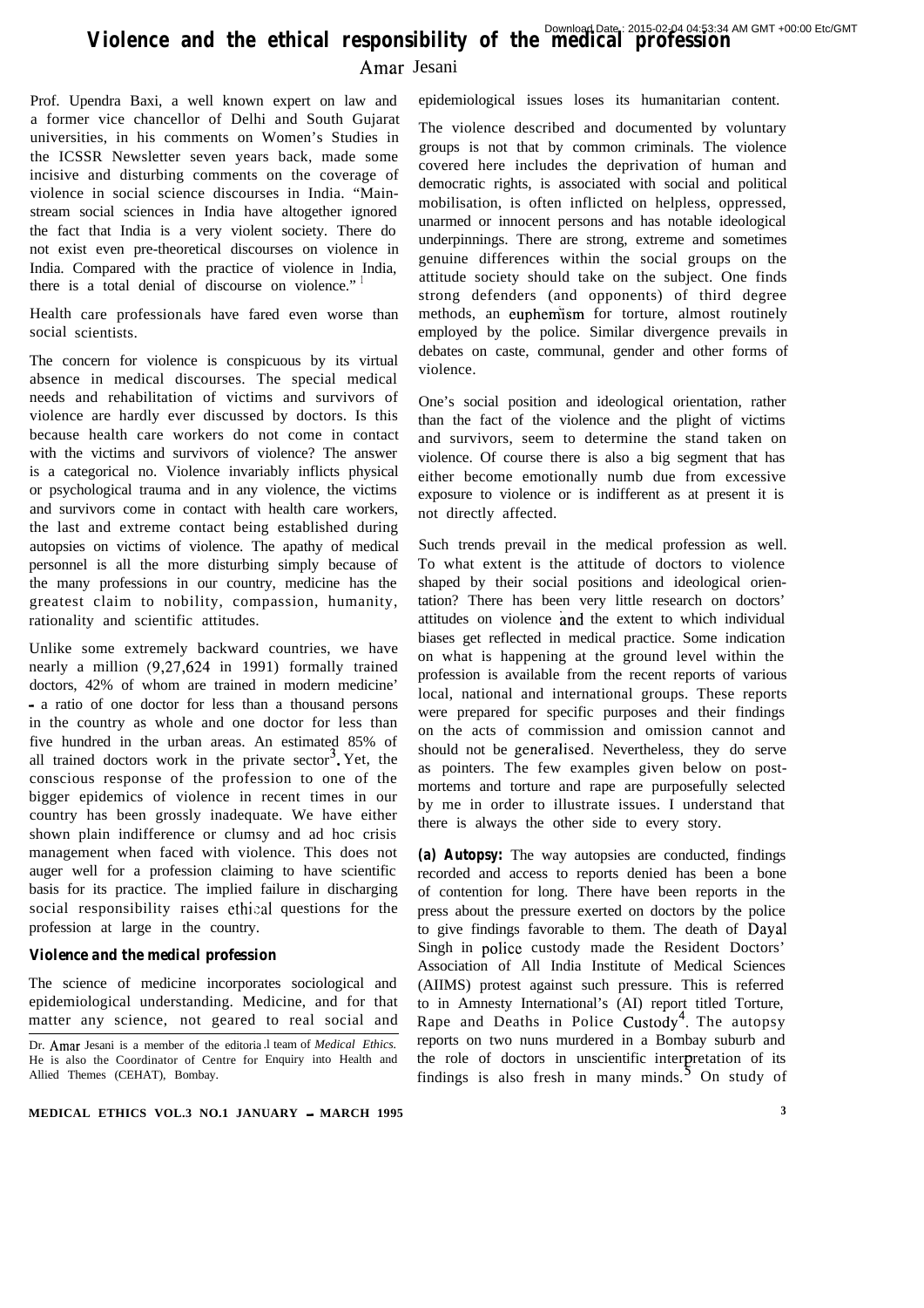# Violence and the ethical responsibility of the medical profession

Amar Jesani

Prof. Upendra Baxi, a well known expert on law and a former vice chancellor of Delhi and South Gujarat universities, in his comments on Women's Studies in the ICSSR Newsletter seven years back, made some incisive and disturbing comments on the coverage of violence in social science discourses in India. "Mainstream social sciences in India have altogether ignored the fact that India is a very violent society. There do not exist even pre-theoretical discourses on violence in India. Compared with the practice of violence in India, there is a total denial of discourse on violence."[1]

Health care professionals have fared even worse than social scientists.

The concern for violence is conspicuous by its virtual absence in medical discourses. The special medical needs and rehabilitation of victims and survivors of violence are hardly ever discussed by doctors. Is this because health care workers do not come in contact with the victims and survivors of violence? The answer is a categorical no. Violence invariably inflicts physical or psychological trauma and in any violence, the victims and survivors come in contact with health care workers, the last and extreme contact being established during autopsies on victims of violence. The apathy of medical personnel is all the more disturbing simply because of the many professions in our country, medicine has the greatest claim to nobility, compassion, humanity, rationality and scientific attitudes.

Unlike some extremely backward countries, we have nearly a million (9,27,624 in 1991) formally trained doctors, 42% of whom are trained in modern medicine' - a ratio of one doctor for less than a thousand persons in the country as whole and one doctor for less than five hundred in the urban areas. An estimated 85% of all trained doctors work in the private sector[3]. Yet, the conscious response of the profession to one of the bigger epidemics of violence in recent times in our country has been grossly inadequate. We have either shown plain indifference or clumsy and ad hoc crisis management when faced with violence. This does not auger well for a profession claiming to have scientific basis for its practice. The implied failure in discharging social responsibility raises ethical questions for the profession at large in the country.

### Violence and the medical profession

The science of medicine incorporates sociological and epidemiological understanding. Medicine, and for that matter any science, not geared to real social and epidemiological issues loses its humanitarian content.

The violence described and documented by voluntary groups is not that by common criminals. The violence covered here includes the deprivation of human and democratic rights, is associated with social and political mobilisation, is often inflicted on helpless, oppressed, unarmed or innocent persons and has notable ideological underpinnings. There are strong, extreme and sometimes genuine differences within the social groups on the attitude society should take on the subject. One finds strong defenders (and opponents) of third degree methods, an euphemism for torture, almost routinely employed by the police. Similar divergence prevails in debates on caste, communal, gender and other forms of violence.

One's social position and ideological orientation, rather than the fact of the violence and the plight of victims and survivors, seem to determine the stand taken on violence. Of course there is also a big segment that has either become emotionally numb due from excessive exposure to violence or is indifferent as at present it is not directly affected.

Such trends prevail in the medical profession as well. To what extent is the attitude of doctors to violence shaped by their social positions and ideological orientation? There has been very little research on doctors' attitudes on violence and the extent to which individual biases get reflected in medical practice. Some indication on what is happening at the ground level within the profession is available from the recent reports of various local, national and international groups. These reports were prepared for specific purposes and their findings on the acts of commission and omission cannot and should not be generalised. Nevertheless, they do serve as pointers. The few examples given below on post-mortems and torture and rape are purposefully selected by me in order to illustrate issues. I understand that there is always the other side to every story.

**(a) Autopsy:** The way autopsies are conducted, findings recorded and access to reports denied has been a bone of contention for long. There have been reports in the press about the pressure exerted on doctors by the police to give findings favorable to them. The death of Dayal Singh in police custody made the Resident Doctors' Association of All India Institute of Medical Sciences (AIIMS) protest against such pressure. This is referred to in Amnesty International's (AI) report titled Torture, Rape and Deaths in Police Custody[4]. The autopsy reports on two nuns murdered in a Bombay suburb and the role of doctors in unscientific interpretation of its findings is also fresh in many minds.[5] On study of

Dr. Amar Jesani is a member of the editorial team of *Medical Ethics.* He is also the Coordinator of Centre for Enquiry into Health and Allied Themes (CEHAT), Bombay.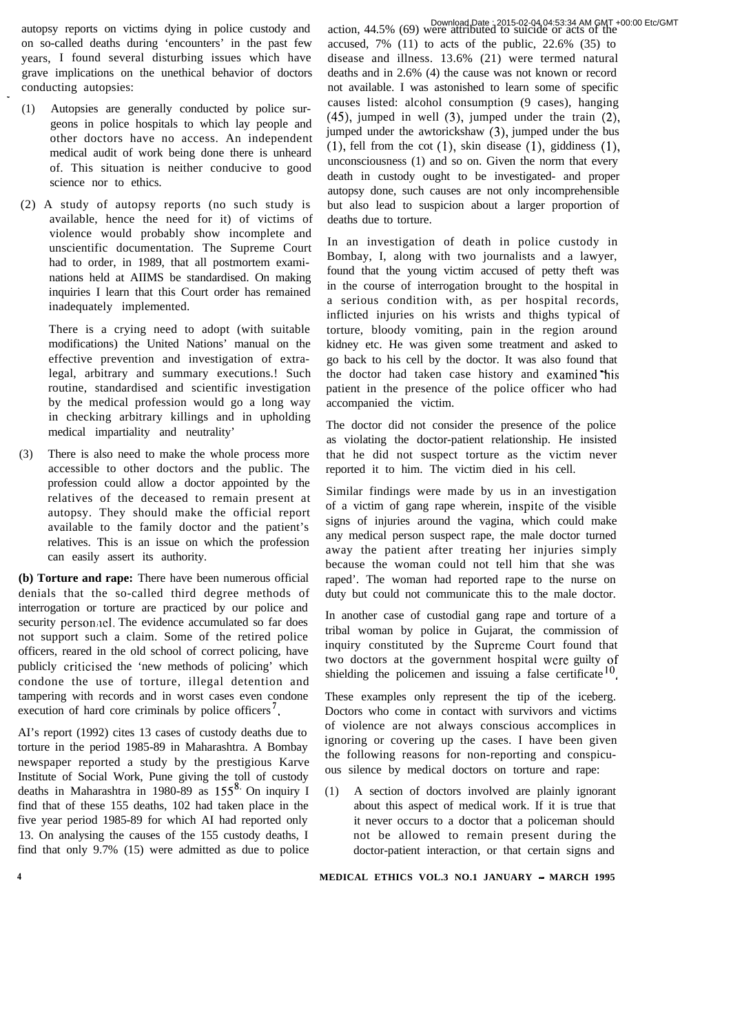autopsy reports on victims dying in police custody and on so-called deaths during 'encounters' in the past few years, I found several disturbing issues which have grave implications on the unethical behavior of doctors conducting autopsies:

(1) Autopsies are generally conducted by police surgeons in police hospitals to which lay people and other doctors have no access. An independent medical audit of work being done there is unheard of. This situation is neither conducive to good science nor to ethics.

(2) A study of autopsy reports (no such study is available, hence the need for it) of victims of violence would probably show incomplete and unscientific documentation. The Supreme Court had to order, in 1989, that all postmortem examinations held at AIIMS be standardised. On making inquiries I learn that this Court order has remained inadequately implemented.

There is a crying need to adopt (with suitable modifications) the United Nations' manual on the effective prevention and investigation of extra-legal, arbitrary and summary executions.! Such routine, standardised and scientific investigation by the medical profession would go a long way in checking arbitrary killings and in upholding medical impartiality and neutrality'

(3) There is also need to make the whole process more accessible to other doctors and the public. The profession could allow a doctor appointed by the relatives of the deceased to remain present at autopsy. They should make the official report available to the family doctor and the patient's relatives. This is an issue on which the profession can easily assert its authority.

**(b) Torture and rape:** There have been numerous official denials that the so-called third degree methods of interrogation or torture are practiced by our police and security personnel. The evidence accumulated so far does not support such a claim. Some of the retired police officers, reared in the old school of correct policing, have publicly criticised the 'new methods of policing' which condone the use of torture, illegal detention and tampering with records and in worst cases even condone execution of hard core criminals by police officers[7].

AI's report (1992) cites 13 cases of custody deaths due to torture in the period 1985-89 in Maharashtra. A Bombay newspaper reported a study by the prestigious Karve Institute of Social Work, Pune giving the toll of custody deaths in Maharashtra in 1980-89 as 155[8]. On inquiry I find that of these 155 deaths, 102 had taken place in the five year period 1985-89 for which AI had reported only 13. On analysing the causes of the 155 custody deaths, I find that only 9.7% (15) were admitted as due to police action, 44.5% (69) were attributed to suicide or acts of the accused, 7% (11) to acts of the public, 22.6% (35) to disease and illness. 13.6% (21) were termed natural deaths and in 2.6% (4) the cause was not known or record not available. I was astonished to learn some of specific causes listed: alcohol consumption (9 cases), hanging (45), jumped in well (3), jumped under the train (2), jumped under the awtorickshaw (3), jumped under the bus (1), fell from the cot (1), skin disease (1), giddiness (1), unconsciousness (1) and so on. Given the norm that every death in custody ought to be investigated- and proper autopsy done, such causes are not only incomprehensible but also lead to suspicion about a larger proportion of deaths due to torture.

In an investigation of death in police custody in Bombay, I, along with two journalists and a lawyer, found that the young victim accused of petty theft was in the course of interrogation brought to the hospital in a serious condition with, as per hospital records, inflicted injuries on his wrists and thighs typical of torture, bloody vomiting, pain in the region around kidney etc. He was given some treatment and asked to go back to his cell by the doctor. It was also found that the doctor had taken case history and examined his patient in the presence of the police officer who had accompanied the victim.

The doctor did not consider the presence of the police as violating the doctor-patient relationship. He insisted that he did not suspect torture as the victim never reported it to him. The victim died in his cell.

Similar findings were made by us in an investigation of a victim of gang rape wherein, inspite of the visible signs of injuries around the vagina, which could make any medical person suspect rape, the male doctor turned away the patient after treating her injuries simply because the woman could not tell him that she was raped'. The woman had reported rape to the nurse on duty but could not communicate this to the male doctor.

In another case of custodial gang rape and torture of a tribal woman by police in Gujarat, the commission of inquiry constituted by the Supreme Court found that two doctors at the government hospital were guilty of shielding the policemen and issuing a false certificate[10].

These examples only represent the tip of the iceberg. Doctors who come in contact with survivors and victims of violence are not always conscious accomplices in ignoring or covering up the cases. I have been given the following reasons for non-reporting and conspicuous silence by medical doctors on torture and rape:

(1) A section of doctors involved are plainly ignorant about this aspect of medical work. If it is true that it never occurs to a doctor that a policeman should not be allowed to remain present during the doctor-patient interaction, or that certain signs and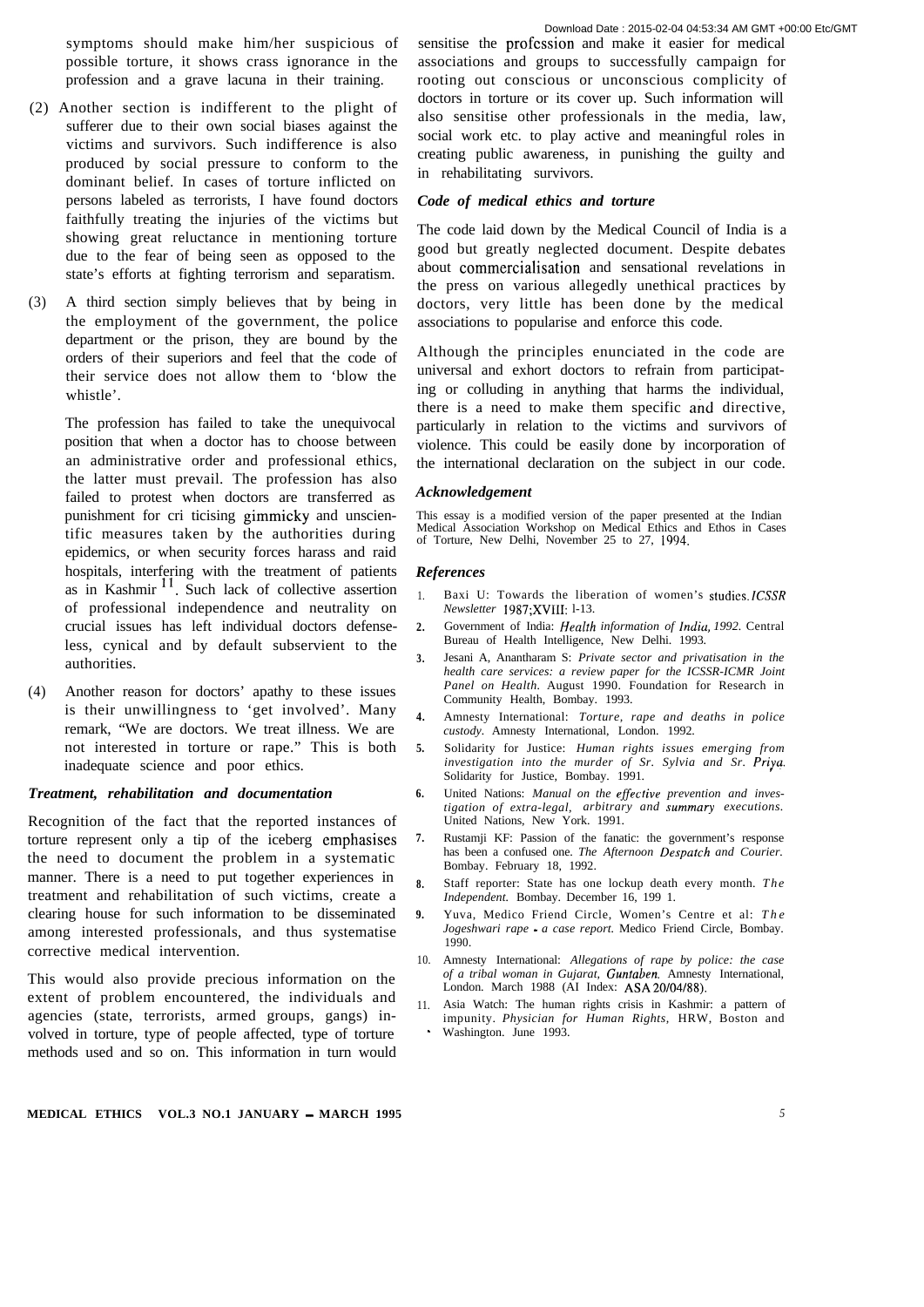symptoms should make him/her suspicious of possible torture, it shows crass ignorance in the profession and a grave lacuna in their training.

(2) Another section is indifferent to the plight of sufferer due to their own social biases against the victims and survivors. Such indifference is also produced by social pressure to conform to the dominant belief. In cases of torture inflicted on persons labeled as terrorists, I have found doctors faithfully treating the injuries of the victims but showing great reluctance in mentioning torture due to the fear of being seen as opposed to the state's efforts at fighting terrorism and separatism.

(3) A third section simply believes that by being in the employment of the government, the police department or the prison, they are bound by the orders of their superiors and feel that the code of their service does not allow them to 'blow the whistle'.

The profession has failed to take the unequivocal position that when a doctor has to choose between an administrative order and professional ethics, the latter must prevail. The profession has also failed to protest when doctors are transferred as punishment for cri ticising gimmicky and unscientific measures taken by the authorities during epidemics, or when security forces harass and raid hospitals, interfering with the treatment of patients as in Kashmir [11]. Such lack of collective assertion of professional independence and neutrality on crucial issues has left individual doctors defenseless, cynical and by default subservient to the authorities.

(4) Another reason for doctors' apathy to these issues is their unwillingness to 'get involved'. Many remark, "We are doctors. We treat illness. We are not interested in torture or rape." This is both inadequate science and poor ethics.

### *Treatment, rehabilitation and documentation*

Recognition of the fact that the reported instances of torture represent only a tip of the iceberg emphasises the need to document the problem in a systematic manner. There is a need to put together experiences in treatment and rehabilitation of such victims, create a clearing house for such information to be disseminated among interested professionals, and thus systematise corrective medical intervention.

This would also provide precious information on the extent of problem encountered, the individuals and agencies (state, terrorists, armed groups, gangs) involved in torture, type of people affected, type of torture methods used and so on. This information in turn would sensitise the profession and make it easier for medical associations and groups to successfully campaign for rooting out conscious or unconscious complicity of doctors in torture or its cover up. Such information will also sensitise other professionals in the media, law, social work etc. to play active and meaningful roles in creating public awareness, in punishing the guilty and in rehabilitating survivors.

### *Code of medical ethics and torture*

The code laid down by the Medical Council of India is a good but greatly neglected document. Despite debates about commercialisation and sensational revelations in the press on various allegedly unethical practices by doctors, very little has been done by the medical associations to popularise and enforce this code.

Although the principles enunciated in the code are universal and exhort doctors to refrain from participating or colluding in anything that harms the individual, there is a need to make them specific and directive, particularly in relation to the victims and survivors of violence. This could be easily done by incorporation of the international declaration on the subject in our code.

### *Acknowledgement*

This essay is a modified version of the paper presented at the Indian Medical Association Workshop on Medical Ethics and Ethos in Cases of Torture, New Delhi, November 25 to 27, 1994.

### *References*

1. Baxi U: Towards the liberation of women's studies. *ICSSR Newsletter* 1987;XVIII: l-13.
2. Government of India: *Health information of India, 1992.* Central Bureau of Health Intelligence, New Delhi. 1993.
3. Jesani A, Anantharam S: *Private sector and privatisation in the health care services: a review paper for the ICSSR-ICMR Joint Panel on Health.* August 1990. Foundation for Research in Community Health, Bombay. 1993.
4. Amnesty International: *Torture, rape and deaths in police custody.* Amnesty International, London. 1992.
5. Solidarity for Justice: *Human rights issues emerging from investigation into the murder of Sr. Sylvia and Sr. Priya.* Solidarity for Justice, Bombay. 1991.
6. United Nations: *Manual on the effective prevention and investigation of extra-legal, arbitrary and summary executions.* United Nations, New York. 1991.
7. Rustamji KF: Passion of the fanatic: the government's response has been a confused one. *The Afternoon Despatch and Courier.* Bombay. February 18, 1992.
8. Staff reporter: State has one lockup death every month. *The Independent.* Bombay. December 16, 199 1.
9. Yuva, Medico Friend Circle, Women's Centre et al: *The Jogeshwari rape - a case report.* Medico Friend Circle, Bombay. 1990.
10. Amnesty International: *Allegations of rape by police: the case of a tribal woman in Gujarat, Guntaben.* Amnesty International, London. March 1988 (AI Index: ASA 20/04/88).
11. Asia Watch: The human rights crisis in Kashmir: a pattern of impunity. *Physician for Human Rights,* HRW, Boston and Washington. June 1993.